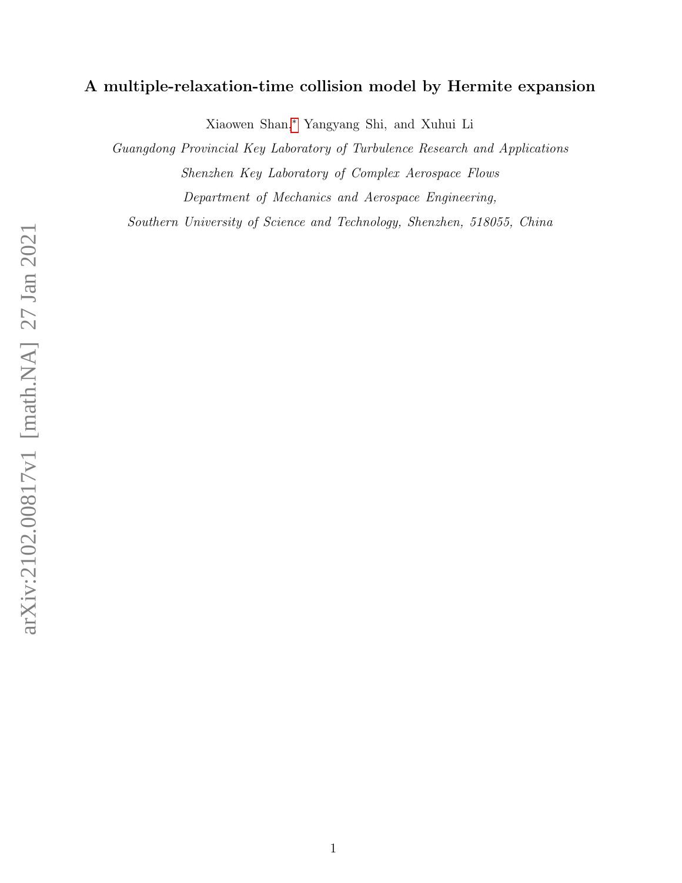# A multiple-relaxation-time collision model by Hermite expansion

Xiaowen Shan,[*] Yangyang Shi, and Xuhui Li

*Guangdong Provincial Key Laboratory of Turbulence Research and Applications*

*Shenzhen Key Laboratory of Complex Aerospace Flows*

*Department of Mechanics and Aerospace Engineering,*

*Southern University of Science and Technology, Shenzhen, 518055, China*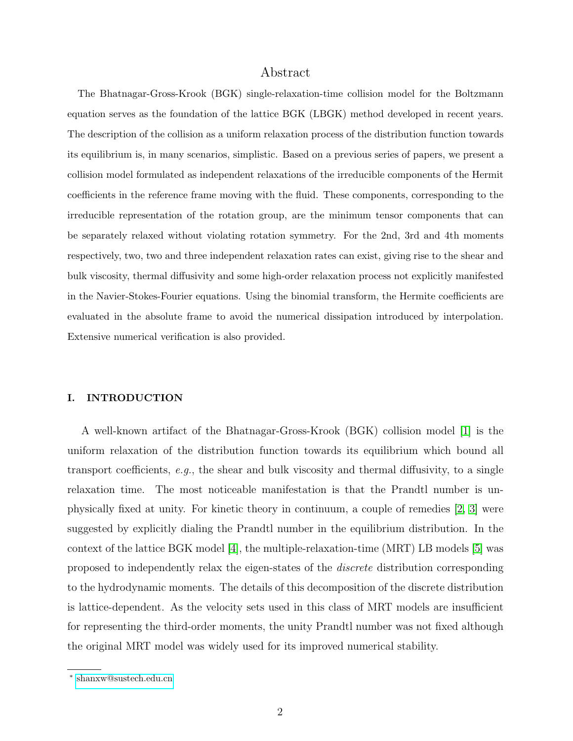# Abstract

The Bhatnagar-Gross-Krook (BGK) single-relaxation-time collision model for the Boltzmann equation serves as the foundation of the lattice BGK (LBGK) method developed in recent years. The description of the collision as a uniform relaxation process of the distribution function towards its equilibrium is, in many scenarios, simplistic. Based on a previous series of papers, we present a collision model formulated as independent relaxations of the irreducible components of the Hermit coefficients in the reference frame moving with the fluid. These components, corresponding to the irreducible representation of the rotation group, are the minimum tensor components that can be separately relaxed without violating rotation symmetry. For the 2nd, 3rd and 4th moments respectively, two, two and three independent relaxation rates can exist, giving rise to the shear and bulk viscosity, thermal diffusivity and some high-order relaxation process not explicitly manifested in the Navier-Stokes-Fourier equations. Using the binomial transform, the Hermite coefficients are evaluated in the absolute frame to avoid the numerical dissipation introduced by interpolation. Extensive numerical verification is also provided.

## I. INTRODUCTION

A well-known artifact of the Bhatnagar-Gross-Krook (BGK) collision model [1] is the uniform relaxation of the distribution function towards its equilibrium which bound all transport coefficients, *e.g.*, the shear and bulk viscosity and thermal diffusivity, to a single relaxation time. The most noticeable manifestation is that the Prandtl number is unphysically fixed at unity. For kinetic theory in continuum, a couple of remedies [2, 3] were suggested by explicitly dialing the Prandtl number in the equilibrium distribution. In the context of the lattice BGK model [4], the multiple-relaxation-time (MRT) LB models [5] was proposed to independently relax the eigen-states of the *discrete* distribution corresponding to the hydrodynamic moments. The details of this decomposition of the discrete distribution is lattice-dependent. As the velocity sets used in this class of MRT models are insufficient for representing the third-order moments, the unity Prandtl number was not fixed although the original MRT model was widely used for its improved numerical stability.

* shanxw@sustech.edu.cn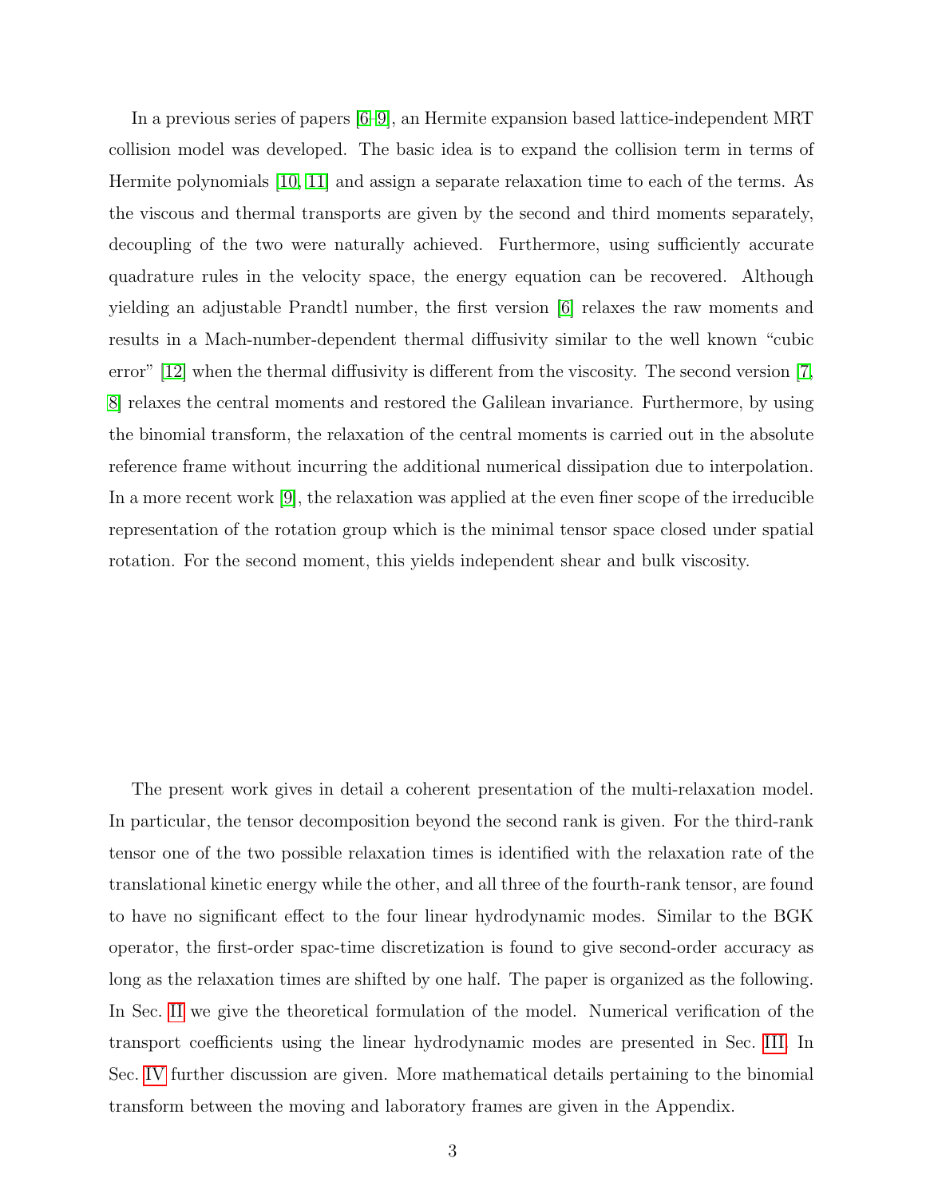In a previous series of papers [6–9], an Hermite expansion based lattice-independent MRT collision model was developed. The basic idea is to expand the collision term in terms of Hermite polynomials [10, 11] and assign a separate relaxation time to each of the terms. As the viscous and thermal transports are given by the second and third moments separately, decoupling of the two were naturally achieved. Furthermore, using sufficiently accurate quadrature rules in the velocity space, the energy equation can be recovered. Although yielding an adjustable Prandtl number, the first version [6] relaxes the raw moments and results in a Mach-number-dependent thermal diffusivity similar to the well known "cubic error" [12] when the thermal diffusivity is different from the viscosity. The second version [7, 8] relaxes the central moments and restored the Galilean invariance. Furthermore, by using the binomial transform, the relaxation of the central moments is carried out in the absolute reference frame without incurring the additional numerical dissipation due to interpolation. In a more recent work [9], the relaxation was applied at the even finer scope of the irreducible representation of the rotation group which is the minimal tensor space closed under spatial rotation. For the second moment, this yields independent shear and bulk viscosity.

The present work gives in detail a coherent presentation of the multi-relaxation model. In particular, the tensor decomposition beyond the second rank is given. For the third-rank tensor one of the two possible relaxation times is identified with the relaxation rate of the translational kinetic energy while the other, and all three of the fourth-rank tensor, are found to have no significant effect to the four linear hydrodynamic modes. Similar to the BGK operator, the first-order spac-time discretization is found to give second-order accuracy as long as the relaxation times are shifted by one half. The paper is organized as the following. In Sec. II we give the theoretical formulation of the model. Numerical verification of the transport coefficients using the linear hydrodynamic modes are presented in Sec. III. In Sec. IV further discussion are given. More mathematical details pertaining to the binomial transform between the moving and laboratory frames are given in the Appendix.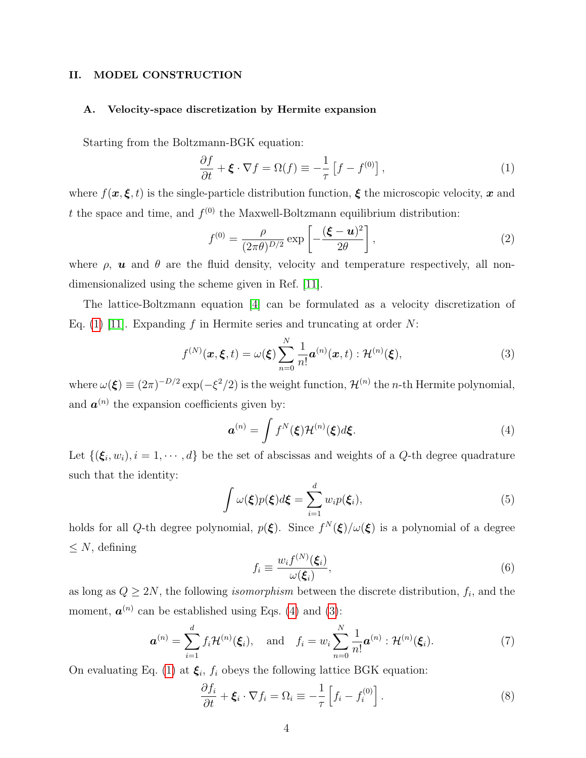## II. MODEL CONSTRUCTION

### A. Velocity-space discretization by Hermite expansion

Starting from the Boltzmann-BGK equation:

$$\frac{\partial f}{\partial t} + \boldsymbol{\xi} \cdot \nabla f = \Omega(f) \equiv -\frac{1}{\tau}\left[f - f^{(0)}\right], \tag{1}$$

where $f(\boldsymbol{x}, \boldsymbol{\xi}, t)$ is the single-particle distribution function, $\boldsymbol{\xi}$ the microscopic velocity, $\boldsymbol{x}$ and $t$ the space and time, and $f^{(0)}$ the Maxwell-Boltzmann equilibrium distribution:

$$f^{(0)} = \frac{\rho}{(2\pi\theta)^{D/2}} \exp\left[-\frac{(\boldsymbol{\xi} - \boldsymbol{u})^2}{2\theta}\right], \tag{2}$$

where $\rho$, $\boldsymbol{u}$ and $\theta$ are the fluid density, velocity and temperature respectively, all non-dimensionalized using the scheme given in Ref. [11].

The lattice-Boltzmann equation [4] can be formulated as a velocity discretization of Eq. (1) [11]. Expanding $f$ in Hermite series and truncating at order $N$:

$$f^{(N)}(\boldsymbol{x}, \boldsymbol{\xi}, t) = \omega(\boldsymbol{\xi}) \sum_{n=0}^{N} \frac{1}{n!} \boldsymbol{a}^{(n)}(\boldsymbol{x}, t) : \mathcal{H}^{(n)}(\boldsymbol{\xi}), \tag{3}$$

where $\omega(\boldsymbol{\xi}) \equiv (2\pi)^{-D/2} \exp(-\xi^2/2)$ is the weight function, $\mathcal{H}^{(n)}$ the $n$-th Hermite polynomial, and $\boldsymbol{a}^{(n)}$ the expansion coefficients given by:

$$\boldsymbol{a}^{(n)} = \int f^N(\boldsymbol{\xi}) \mathcal{H}^{(n)}(\boldsymbol{\xi}) d\boldsymbol{\xi}. \tag{4}$$

Let $\{(\boldsymbol{\xi}_i, w_i), i = 1, \cdots, d\}$ be the set of abscissas and weights of a $Q$-th degree quadrature such that the identity:

$$\int \omega(\boldsymbol{\xi}) p(\boldsymbol{\xi}) d\boldsymbol{\xi} = \sum_{i=1}^{d} w_i p(\boldsymbol{\xi}_i), \tag{5}$$

holds for all $Q$-th degree polynomial, $p(\boldsymbol{\xi})$. Since $f^N(\boldsymbol{\xi})/\omega(\boldsymbol{\xi})$ is a polynomial of a degree $\leq N$, defining

$$f_i \equiv \frac{w_i f^{(N)}(\boldsymbol{\xi}_i)}{\omega(\boldsymbol{\xi}_i)}, \tag{6}$$

as long as $Q \geq 2N$, the following *isomorphism* between the discrete distribution, $f_i$, and the moment, $\boldsymbol{a}^{(n)}$ can be established using Eqs. (4) and (3):

$$\boldsymbol{a}^{(n)} = \sum_{i=1}^{d} f_i \mathcal{H}^{(n)}(\boldsymbol{\xi}_i), \quad \text{and} \quad f_i = w_i \sum_{n=0}^{N} \frac{1}{n!} \boldsymbol{a}^{(n)} : \mathcal{H}^{(n)}(\boldsymbol{\xi}_i). \tag{7}$$

On evaluating Eq. (1) at $\boldsymbol{\xi}_i$, $f_i$ obeys the following lattice BGK equation:

$$\frac{\partial f_i}{\partial t} + \boldsymbol{\xi}_i \cdot \nabla f_i = \Omega_i \equiv -\frac{1}{\tau}\left[f_i - f_i^{(0)}\right]. \tag{8}$$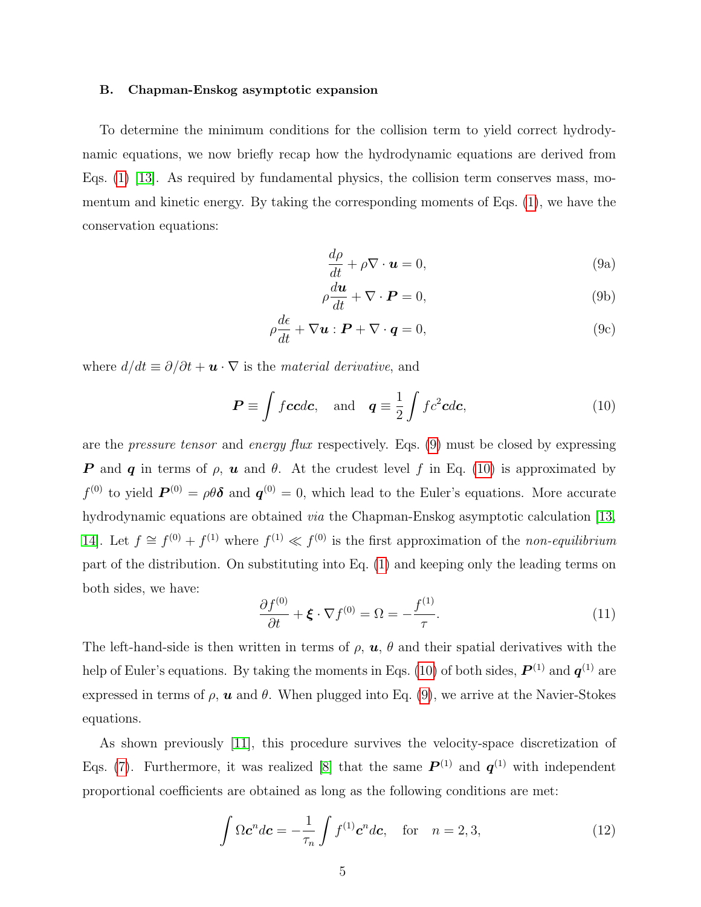### B. Chapman-Enskog asymptotic expansion

To determine the minimum conditions for the collision term to yield correct hydrodynamic equations, we now briefly recap how the hydrodynamic equations are derived from Eqs. (1) [13]. As required by fundamental physics, the collision term conserves mass, momentum and kinetic energy. By taking the corresponding moments of Eqs. (1), we have the conservation equations:

$$\frac{d\rho}{dt} + \rho \nabla \cdot \boldsymbol{u} = 0, \tag{9a}$$

$$\rho \frac{d\boldsymbol{u}}{dt} + \nabla \cdot \boldsymbol{P} = 0, \tag{9b}$$

$$\rho \frac{d\epsilon}{dt} + \nabla \boldsymbol{u} : \boldsymbol{P} + \nabla \cdot \boldsymbol{q} = 0, \tag{9c}$$

where $d/dt \equiv \partial/\partial t + \boldsymbol{u} \cdot \nabla$ is the *material derivative*, and

$$\boldsymbol{P} \equiv \int f \boldsymbol{c}\boldsymbol{c} d\boldsymbol{c}, \quad \text{and} \quad \boldsymbol{q} \equiv \frac{1}{2} \int f c^2 \boldsymbol{c} d\boldsymbol{c}, \tag{10}$$

are the *pressure tensor* and *energy flux* respectively. Eqs. (9) must be closed by expressing $\boldsymbol{P}$ and $\boldsymbol{q}$ in terms of $\rho$, $\boldsymbol{u}$ and $\theta$. At the crudest level $f$ in Eq. (10) is approximated by $f^{(0)}$ to yield $\boldsymbol{P}^{(0)} = \rho\theta\boldsymbol{\delta}$ and $\boldsymbol{q}^{(0)} = 0$, which lead to the Euler's equations. More accurate hydrodynamic equations are obtained *via* the Chapman-Enskog asymptotic calculation [13, 14]. Let $f \cong f^{(0)} + f^{(1)}$ where $f^{(1)} \ll f^{(0)}$ is the first approximation of the *non-equilibrium* part of the distribution. On substituting into Eq. (1) and keeping only the leading terms on both sides, we have:

$$\frac{\partial f^{(0)}}{\partial t} + \boldsymbol{\xi} \cdot \nabla f^{(0)} = \Omega = -\frac{f^{(1)}}{\tau}. \tag{11}$$

The left-hand-side is then written in terms of $\rho$, $\boldsymbol{u}$, $\theta$ and their spatial derivatives with the help of Euler's equations. By taking the moments in Eqs. (10) of both sides, $\boldsymbol{P}^{(1)}$ and $\boldsymbol{q}^{(1)}$ are expressed in terms of $\rho$, $\boldsymbol{u}$ and $\theta$. When plugged into Eq. (9), we arrive at the Navier-Stokes equations.

As shown previously [11], this procedure survives the velocity-space discretization of Eqs. (7). Furthermore, it was realized [8] that the same $\boldsymbol{P}^{(1)}$ and $\boldsymbol{q}^{(1)}$ with independent proportional coefficients are obtained as long as the following conditions are met:

$$\int \Omega \boldsymbol{c}^n d\boldsymbol{c} = -\frac{1}{\tau_n} \int f^{(1)} \boldsymbol{c}^n d\boldsymbol{c}, \quad \text{for} \quad n = 2, 3, \tag{12}$$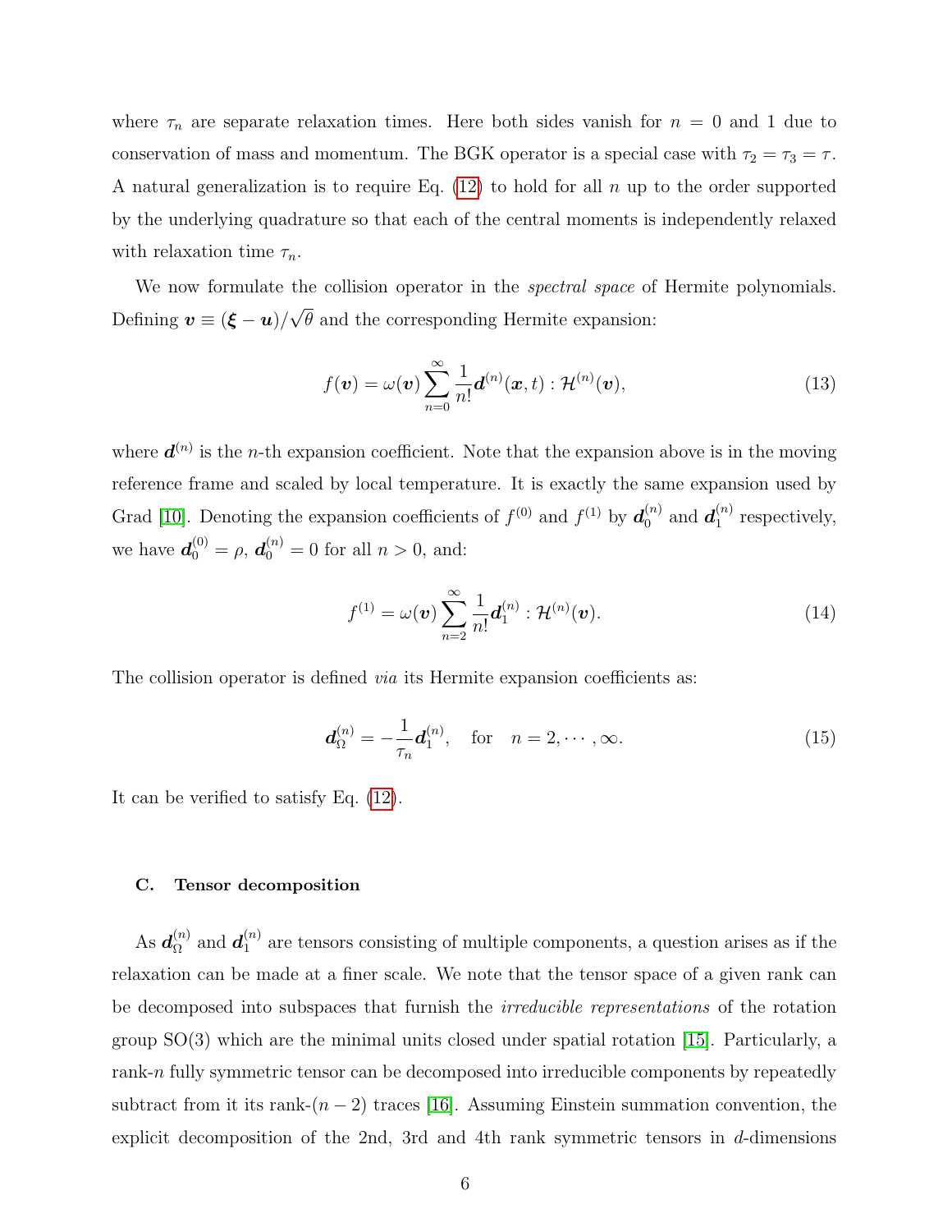where $\tau_n$ are separate relaxation times. Here both sides vanish for $n = 0$ and 1 due to conservation of mass and momentum. The BGK operator is a special case with $\tau_2 = \tau_3 = \tau$. A natural generalization is to require Eq. (12) to hold for all $n$ up to the order supported by the underlying quadrature so that each of the central moments is independently relaxed with relaxation time $\tau_n$.

We now formulate the collision operator in the *spectral space* of Hermite polynomials. Defining $\boldsymbol{v} \equiv (\boldsymbol{\xi} - \boldsymbol{u})/\sqrt{\theta}$ and the corresponding Hermite expansion:

$$f(\boldsymbol{v}) = \omega(\boldsymbol{v}) \sum_{n=0}^{\infty} \frac{1}{n!} \boldsymbol{d}^{(n)}(\boldsymbol{x}, t) : \mathcal{H}^{(n)}(\boldsymbol{v}), \tag{13}$$

where $\boldsymbol{d}^{(n)}$ is the $n$-th expansion coefficient. Note that the expansion above is in the moving reference frame and scaled by local temperature. It is exactly the same expansion used by Grad [10]. Denoting the expansion coefficients of $f^{(0)}$ and $f^{(1)}$ by $\boldsymbol{d}_0^{(n)}$ and $\boldsymbol{d}_1^{(n)}$ respectively, we have $\boldsymbol{d}_0^{(0)} = \rho$, $\boldsymbol{d}_0^{(n)} = 0$ for all $n > 0$, and:

$$f^{(1)} = \omega(\boldsymbol{v}) \sum_{n=2}^{\infty} \frac{1}{n!} \boldsymbol{d}_1^{(n)} : \mathcal{H}^{(n)}(\boldsymbol{v}). \tag{14}$$

The collision operator is defined *via* its Hermite expansion coefficients as:

$$\boldsymbol{d}_\Omega^{(n)} = -\frac{1}{\tau_n} \boldsymbol{d}_1^{(n)}, \quad \text{for} \quad n = 2, \cdots, \infty. \tag{15}$$

It can be verified to satisfy Eq. (12).

### C. Tensor decomposition

As $\boldsymbol{d}_\Omega^{(n)}$ and $\boldsymbol{d}_1^{(n)}$ are tensors consisting of multiple components, a question arises as if the relaxation can be made at a finer scale. We note that the tensor space of a given rank can be decomposed into subspaces that furnish the *irreducible representations* of the rotation group SO(3) which are the minimal units closed under spatial rotation [15]. Particularly, a rank-$n$ fully symmetric tensor can be decomposed into irreducible components by repeatedly subtract from it its rank-$(n-2)$ traces [16]. Assuming Einstein summation convention, the explicit decomposition of the 2nd, 3rd and 4th rank symmetric tensors in $d$-dimensions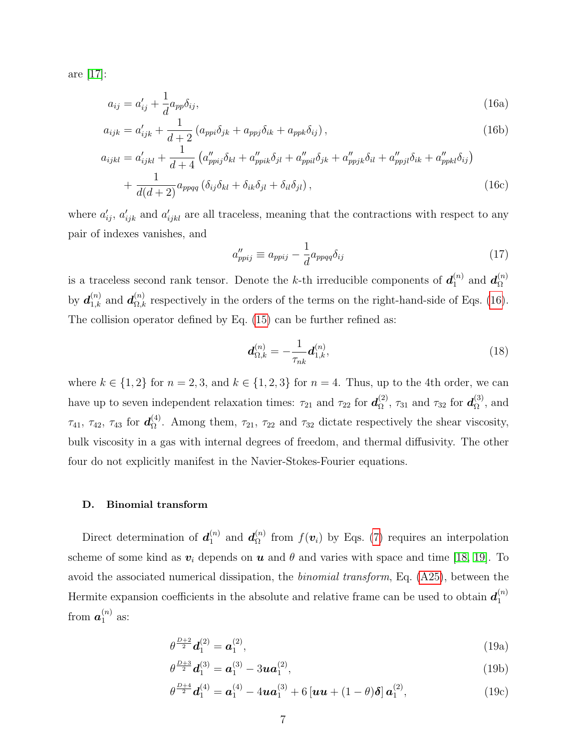are [17]:

$$a_{ij} = a'_{ij} + \frac{1}{d} a_{pp}\delta_{ij}, \tag{16a}$$

$$a_{ijk} = a'_{ijk} + \frac{1}{d+2}\left(a_{ppi}\delta_{jk} + a_{ppj}\delta_{ik} + a_{ppk}\delta_{ij}\right), \tag{16b}$$

$$\begin{aligned} a_{ijkl} = a'_{ijkl} &+ \frac{1}{d+4}\left(a''_{ppij}\delta_{kl} + a''_{ppik}\delta_{jl} + a''_{ppil}\delta_{jk} + a''_{ppjk}\delta_{il} + a''_{ppjl}\delta_{ik} + a''_{ppkl}\delta_{ij}\right) \\ &+ \frac{1}{d(d+2)} a_{ppqq}\left(\delta_{ij}\delta_{kl} + \delta_{ik}\delta_{jl} + \delta_{il}\delta_{jl}\right), \end{aligned} \tag{16c}$$

where $a'_{ij}$, $a'_{ijk}$ and $a'_{ijkl}$ are all traceless, meaning that the contractions with respect to any pair of indexes vanishes, and

$$a''_{ppij} \equiv a_{ppij} - \frac{1}{d} a_{ppqq}\delta_{ij} \tag{17}$$

is a traceless second rank tensor. Denote the $k$-th irreducible components of $\boldsymbol{d}_1^{(n)}$ and $\boldsymbol{d}_\Omega^{(n)}$ by $\boldsymbol{d}_{1,k}^{(n)}$ and $\boldsymbol{d}_{\Omega,k}^{(n)}$ respectively in the orders of the terms on the right-hand-side of Eqs. (16). The collision operator defined by Eq. (15) can be further refined as:

$$\boldsymbol{d}_{\Omega,k}^{(n)} = -\frac{1}{\tau_{nk}} \boldsymbol{d}_{1,k}^{(n)}, \tag{18}$$

where $k \in \{1, 2\}$ for $n = 2, 3$, and $k \in \{1, 2, 3\}$ for $n = 4$. Thus, up to the 4th order, we can have up to seven independent relaxation times: $\tau_{21}$ and $\tau_{22}$ for $\boldsymbol{d}_\Omega^{(2)}$, $\tau_{31}$ and $\tau_{32}$ for $\boldsymbol{d}_\Omega^{(3)}$, and $\tau_{41}$, $\tau_{42}$, $\tau_{43}$ for $\boldsymbol{d}_\Omega^{(4)}$. Among them, $\tau_{21}$, $\tau_{22}$ and $\tau_{32}$ dictate respectively the shear viscosity, bulk viscosity in a gas with internal degrees of freedom, and thermal diffusivity. The other four do not explicitly manifest in the Navier-Stokes-Fourier equations.

### D. Binomial transform

Direct determination of $\boldsymbol{d}_1^{(n)}$ and $\boldsymbol{d}_\Omega^{(n)}$ from $f(\boldsymbol{v}_i)$ by Eqs. (7) requires an interpolation scheme of some kind as $\boldsymbol{v}_i$ depends on $\boldsymbol{u}$ and $\theta$ and varies with space and time [18, 19]. To avoid the associated numerical dissipation, the *binomial transform*, Eq. (A25), between the Hermite expansion coefficients in the absolute and relative frame can be used to obtain $\boldsymbol{d}_1^{(n)}$ from $\boldsymbol{a}_1^{(n)}$ as:

$$\theta^{\frac{D+2}{2}} \boldsymbol{d}_1^{(2)} = \boldsymbol{a}_1^{(2)}, \tag{19a}$$

$$\theta^{\frac{D+3}{2}} \boldsymbol{d}_1^{(3)} = \boldsymbol{a}_1^{(3)} - 3\boldsymbol{u}\boldsymbol{a}_1^{(2)}, \tag{19b}$$

$$\theta^{\frac{D+4}{2}} \boldsymbol{d}_1^{(4)} = \boldsymbol{a}_1^{(4)} - 4\boldsymbol{u}\boldsymbol{a}_1^{(3)} + 6\left[\boldsymbol{u}\boldsymbol{u} + (1-\theta)\boldsymbol{\delta}\right]\boldsymbol{a}_1^{(2)}, \tag{19c}$$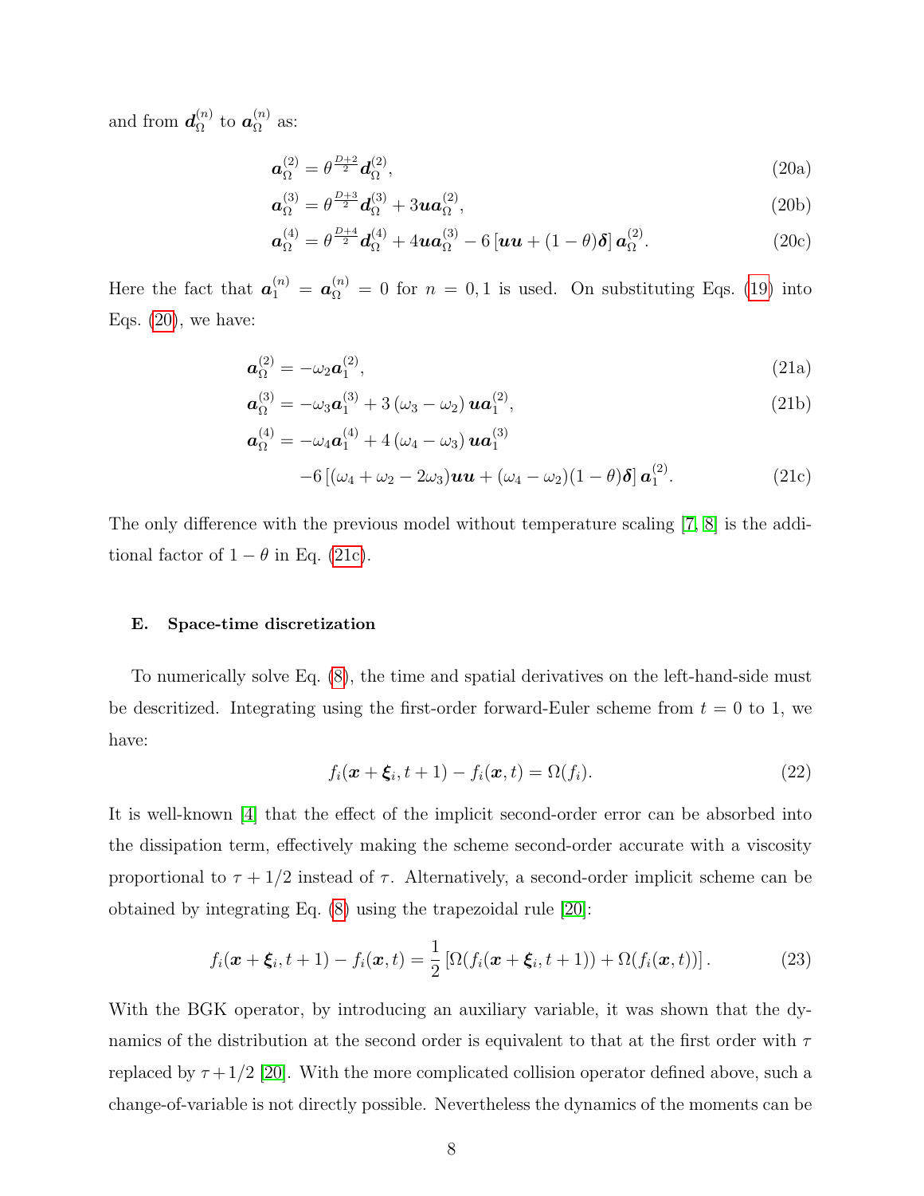and from $\boldsymbol{d}_\Omega^{(n)}$ to $\boldsymbol{a}_\Omega^{(n)}$ as:

$$\boldsymbol{a}_\Omega^{(2)} = \theta^{\frac{D+2}{2}} \boldsymbol{d}_\Omega^{(2)}, \tag{20a}$$

$$\boldsymbol{a}_\Omega^{(3)} = \theta^{\frac{D+3}{2}} \boldsymbol{d}_\Omega^{(3)} + 3\boldsymbol{u}\boldsymbol{a}_\Omega^{(2)}, \tag{20b}$$

$$\boldsymbol{a}_\Omega^{(4)} = \theta^{\frac{D+4}{2}} \boldsymbol{d}_\Omega^{(4)} + 4\boldsymbol{u}\boldsymbol{a}_\Omega^{(3)} - 6\left[\boldsymbol{u}\boldsymbol{u} + (1-\theta)\boldsymbol{\delta}\right]\boldsymbol{a}_\Omega^{(2)}. \tag{20c}$$

Here the fact that $\boldsymbol{a}_1^{(n)} = \boldsymbol{a}_\Omega^{(n)} = 0$ for $n = 0, 1$ is used. On substituting Eqs. (19) into Eqs. (20), we have:

$$\boldsymbol{a}_\Omega^{(2)} = -\omega_2 \boldsymbol{a}_1^{(2)}, \tag{21a}$$

$$\boldsymbol{a}_\Omega^{(3)} = -\omega_3 \boldsymbol{a}_1^{(3)} + 3\left(\omega_3 - \omega_2\right)\boldsymbol{u}\boldsymbol{a}_1^{(2)}, \tag{21b}$$

$$\begin{aligned}\boldsymbol{a}_\Omega^{(4)} = &-\omega_4 \boldsymbol{a}_1^{(4)} + 4\left(\omega_4 - \omega_3\right)\boldsymbol{u}\boldsymbol{a}_1^{(3)} \\ &-6\left[(\omega_4 + \omega_2 - 2\omega_3)\boldsymbol{u}\boldsymbol{u} + (\omega_4 - \omega_2)(1-\theta)\boldsymbol{\delta}\right]\boldsymbol{a}_1^{(2)}.\end{aligned} \tag{21c}$$

The only difference with the previous model without temperature scaling [7, 8] is the additional factor of $1-\theta$ in Eq. (21c).

### E. Space-time discretization

To numerically solve Eq. (8), the time and spatial derivatives on the left-hand-side must be descritized. Integrating using the first-order forward-Euler scheme from $t = 0$ to 1, we have:

$$f_i(\boldsymbol{x} + \boldsymbol{\xi}_i, t+1) - f_i(\boldsymbol{x}, t) = \Omega(f_i). \tag{22}$$

It is well-known [4] that the effect of the implicit second-order error can be absorbed into the dissipation term, effectively making the scheme second-order accurate with a viscosity proportional to $\tau + 1/2$ instead of $\tau$. Alternatively, a second-order implicit scheme can be obtained by integrating Eq. (8) using the trapezoidal rule [20]:

$$f_i(\boldsymbol{x} + \boldsymbol{\xi}_i, t+1) - f_i(\boldsymbol{x}, t) = \frac{1}{2}\left[\Omega(f_i(\boldsymbol{x} + \boldsymbol{\xi}_i, t+1)) + \Omega(f_i(\boldsymbol{x}, t))\right]. \tag{23}$$

With the BGK operator, by introducing an auxiliary variable, it was shown that the dynamics of the distribution at the second order is equivalent to that at the first order with $\tau$ replaced by $\tau + 1/2$ [20]. With the more complicated collision operator defined above, such a change-of-variable is not directly possible. Nevertheless the dynamics of the moments can be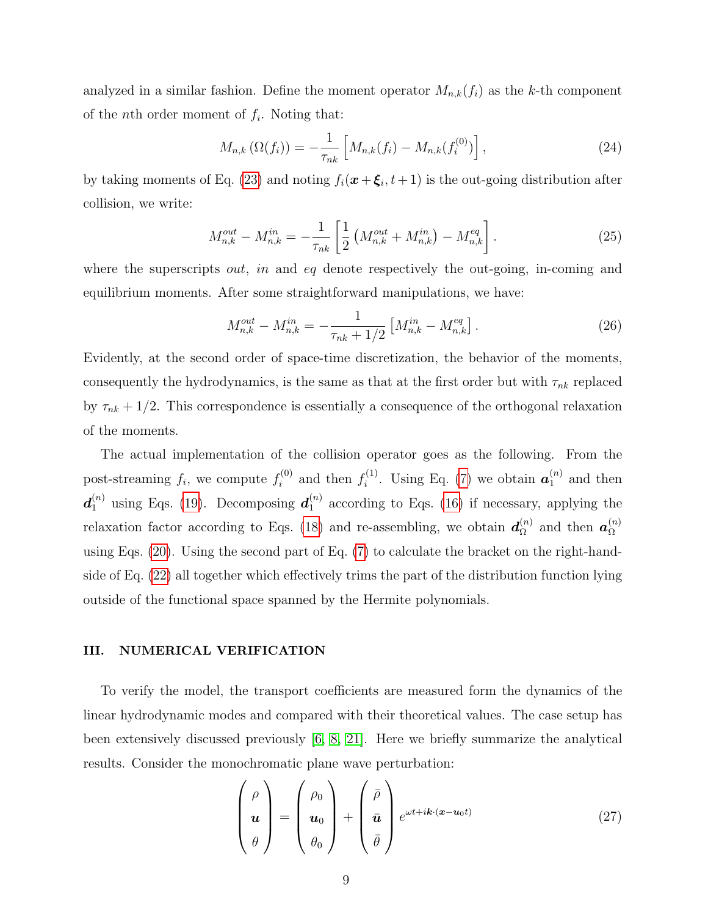analyzed in a similar fashion. Define the moment operator $M_{n,k}(f_i)$ as the $k$-th component of the $n$th order moment of $f_i$. Noting that:

$$
M_{n,k}\left(\Omega(f_i)\right) = -\frac{1}{\tau_{nk}}\left[M_{n,k}(f_i) - M_{n,k}(f_i^{(0)})\right], \tag{24}
$$

by taking moments of Eq. (23) and noting $f_i(\boldsymbol{x}+\boldsymbol{\xi}_i, t+1)$ is the out-going distribution after collision, we write:

$$
M_{n,k}^{out} - M_{n,k}^{in} = -\frac{1}{\tau_{nk}}\left[\frac{1}{2}\left(M_{n,k}^{out} + M_{n,k}^{in}\right) - M_{n,k}^{eq}\right]. \tag{25}
$$

where the superscripts *out*, *in* and *eq* denote respectively the out-going, in-coming and equilibrium moments. After some straightforward manipulations, we have:

$$
M_{n,k}^{out} - M_{n,k}^{in} = -\frac{1}{\tau_{nk} + 1/2}\left[M_{n,k}^{in} - M_{n,k}^{eq}\right]. \tag{26}
$$

Evidently, at the second order of space-time discretization, the behavior of the moments, consequently the hydrodynamics, is the same as that at the first order but with $\tau_{nk}$ replaced by $\tau_{nk} + 1/2$. This correspondence is essentially a consequence of the orthogonal relaxation of the moments.

The actual implementation of the collision operator goes as the following. From the post-streaming $f_i$, we compute $f_i^{(0)}$ and then $f_i^{(1)}$. Using Eq. (7) we obtain $\boldsymbol{a}_1^{(n)}$ and then $\boldsymbol{d}_1^{(n)}$ using Eqs. (19). Decomposing $\boldsymbol{d}_1^{(n)}$ according to Eqs. (16) if necessary, applying the relaxation factor according to Eqs. (18) and re-assembling, we obtain $\boldsymbol{d}_\Omega^{(n)}$ and then $\boldsymbol{a}_\Omega^{(n)}$ using Eqs. (20). Using the second part of Eq. (7) to calculate the bracket on the right-hand-side of Eq. (22) all together which effectively trims the part of the distribution function lying outside of the functional space spanned by the Hermite polynomials.

## III. NUMERICAL VERIFICATION

To verify the model, the transport coefficients are measured form the dynamics of the linear hydrodynamic modes and compared with their theoretical values. The case setup has been extensively discussed previously [6, 8, 21]. Here we briefly summarize the analytical results. Consider the monochromatic plane wave perturbation:

$$
\begin{pmatrix} \rho \\ \boldsymbol{u} \\ \theta \end{pmatrix} = \begin{pmatrix} \rho_0 \\ \boldsymbol{u}_0 \\ \theta_0 \end{pmatrix} + \begin{pmatrix} \bar{\rho} \\ \bar{\boldsymbol{u}} \\ \bar{\theta} \end{pmatrix} e^{\omega t + i\boldsymbol{k}\cdot(\boldsymbol{x} - \boldsymbol{u}_0 t)} \tag{27}
$$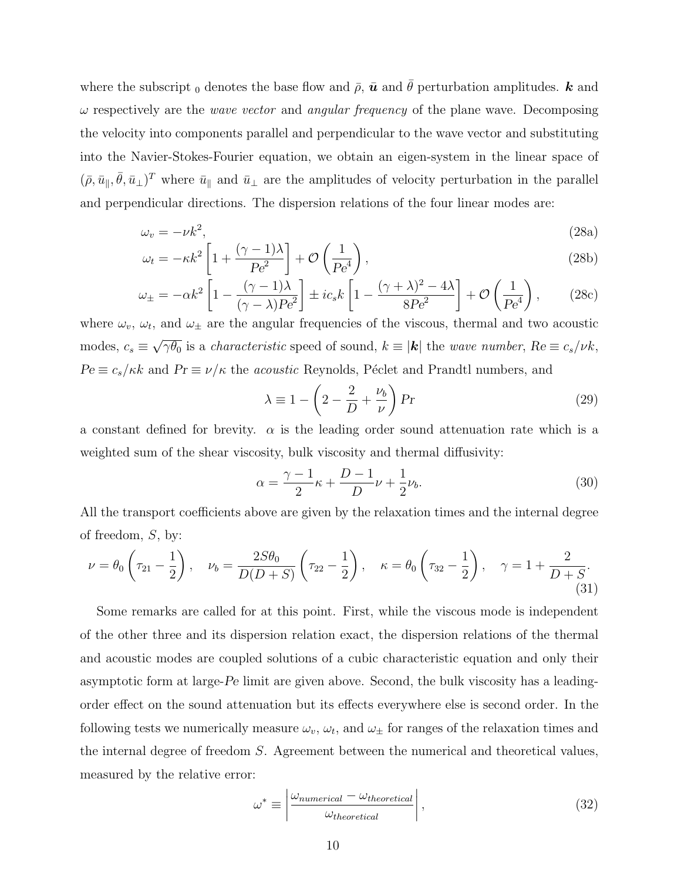where the subscript $_0$ denotes the base flow and $\bar{\rho}$, $\bar{\boldsymbol{u}}$ and $\bar{\theta}$ perturbation amplitudes. $\boldsymbol{k}$ and $\omega$ respectively are the *wave vector* and *angular frequency* of the plane wave. Decomposing the velocity into components parallel and perpendicular to the wave vector and substituting into the Navier-Stokes-Fourier equation, we obtain an eigen-system in the linear space of $(\bar{\rho}, \bar{u}_{\parallel}, \bar{\theta}, \bar{u}_{\perp})^T$ where $\bar{u}_{\parallel}$ and $\bar{u}_{\perp}$ are the amplitudes of velocity perturbation in the parallel and perpendicular directions. The dispersion relations of the four linear modes are:

$$\omega_v = -\nu k^2, \tag{28a}$$

$$\omega_t = -\kappa k^2 \left[1 + \frac{(\gamma-1)\lambda}{Pe^2}\right] + \mathcal{O}\left(\frac{1}{Pe^4}\right), \tag{28b}$$

$$\omega_{\pm} = -\alpha k^2 \left[1 - \frac{(\gamma-1)\lambda}{(\gamma-\lambda)Pe^2}\right] \pm i c_s k \left[1 - \frac{(\gamma+\lambda)^2 - 4\lambda}{8Pe^2}\right] + \mathcal{O}\left(\frac{1}{Pe^4}\right), \tag{28c}$$

where $\omega_v$, $\omega_t$, and $\omega_{\pm}$ are the angular frequencies of the viscous, thermal and two acoustic modes, $c_s \equiv \sqrt{\gamma\theta_0}$ is a *characteristic* speed of sound, $k \equiv |\boldsymbol{k}|$ the *wave number*, $Re \equiv c_s/\nu k$, $Pe \equiv c_s/\kappa k$ and $Pr \equiv \nu/\kappa$ the *acoustic* Reynolds, Péclet and Prandtl numbers, and

$$\lambda \equiv 1 - \left(2 - \frac{2}{D} + \frac{\nu_b}{\nu}\right) Pr \tag{29}$$

a constant defined for brevity. $\alpha$ is the leading order sound attenuation rate which is a weighted sum of the shear viscosity, bulk viscosity and thermal diffusivity:

$$\alpha = \frac{\gamma-1}{2}\kappa + \frac{D-1}{D}\nu + \frac{1}{2}\nu_b. \tag{30}$$

All the transport coefficients above are given by the relaxation times and the internal degree of freedom, $S$, by:

$$\nu = \theta_0\left(\tau_{21} - \frac{1}{2}\right), \quad \nu_b = \frac{2S\theta_0}{D(D+S)}\left(\tau_{22} - \frac{1}{2}\right), \quad \kappa = \theta_0\left(\tau_{32} - \frac{1}{2}\right), \quad \gamma = 1 + \frac{2}{D+S}. \tag{31}$$

Some remarks are called for at this point. First, while the viscous mode is independent of the other three and its dispersion relation exact, the dispersion relations of the thermal and acoustic modes are coupled solutions of a cubic characteristic equation and only their asymptotic form at large-$Pe$ limit are given above. Second, the bulk viscosity has a leading-order effect on the sound attenuation but its effects everywhere else is second order. In the following tests we numerically measure $\omega_v$, $\omega_t$, and $\omega_{\pm}$ for ranges of the relaxation times and the internal degree of freedom $S$. Agreement between the numerical and theoretical values, measured by the relative error:

$$\omega^* \equiv \left|\frac{\omega_{numerical} - \omega_{theoretical}}{\omega_{theoretical}}\right|, \tag{32}$$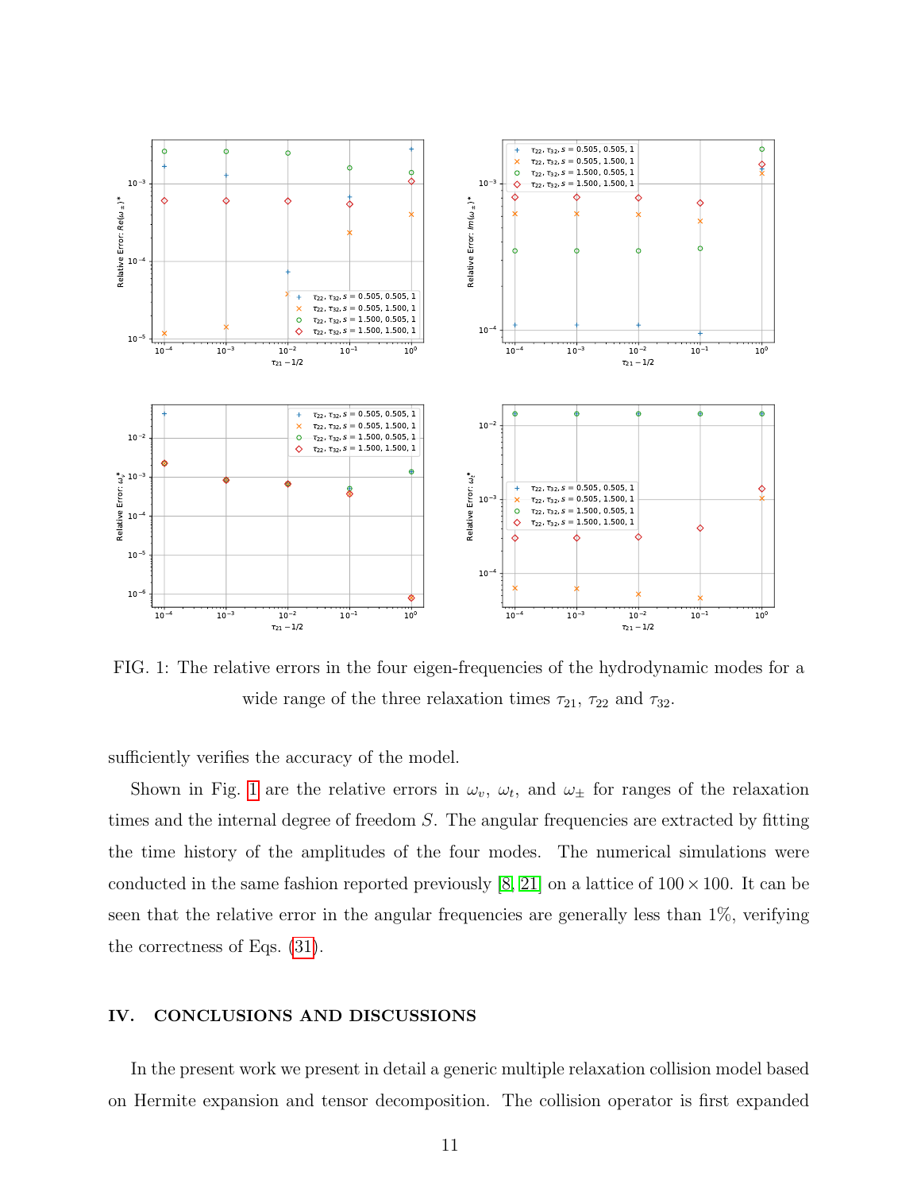FIG. 1: The relative errors in the four eigen-frequencies of the hydrodynamic modes for a wide range of the three relaxation times $\tau_{21}$, $\tau_{22}$ and $\tau_{32}$.

sufficiently verifies the accuracy of the model.

Shown in Fig. 1 are the relative errors in $\omega_v$, $\omega_t$, and $\omega_\pm$ for ranges of the relaxation times and the internal degree of freedom $S$. The angular frequencies are extracted by fitting the time history of the amplitudes of the four modes. The numerical simulations were conducted in the same fashion reported previously [8, 21] on a lattice of $100 \times 100$. It can be seen that the relative error in the angular frequencies are generally less than 1%, verifying the correctness of Eqs. (31).

## IV. CONCLUSIONS AND DISCUSSIONS

In the present work we present in detail a generic multiple relaxation collision model based on Hermite expansion and tensor decomposition. The collision operator is first expanded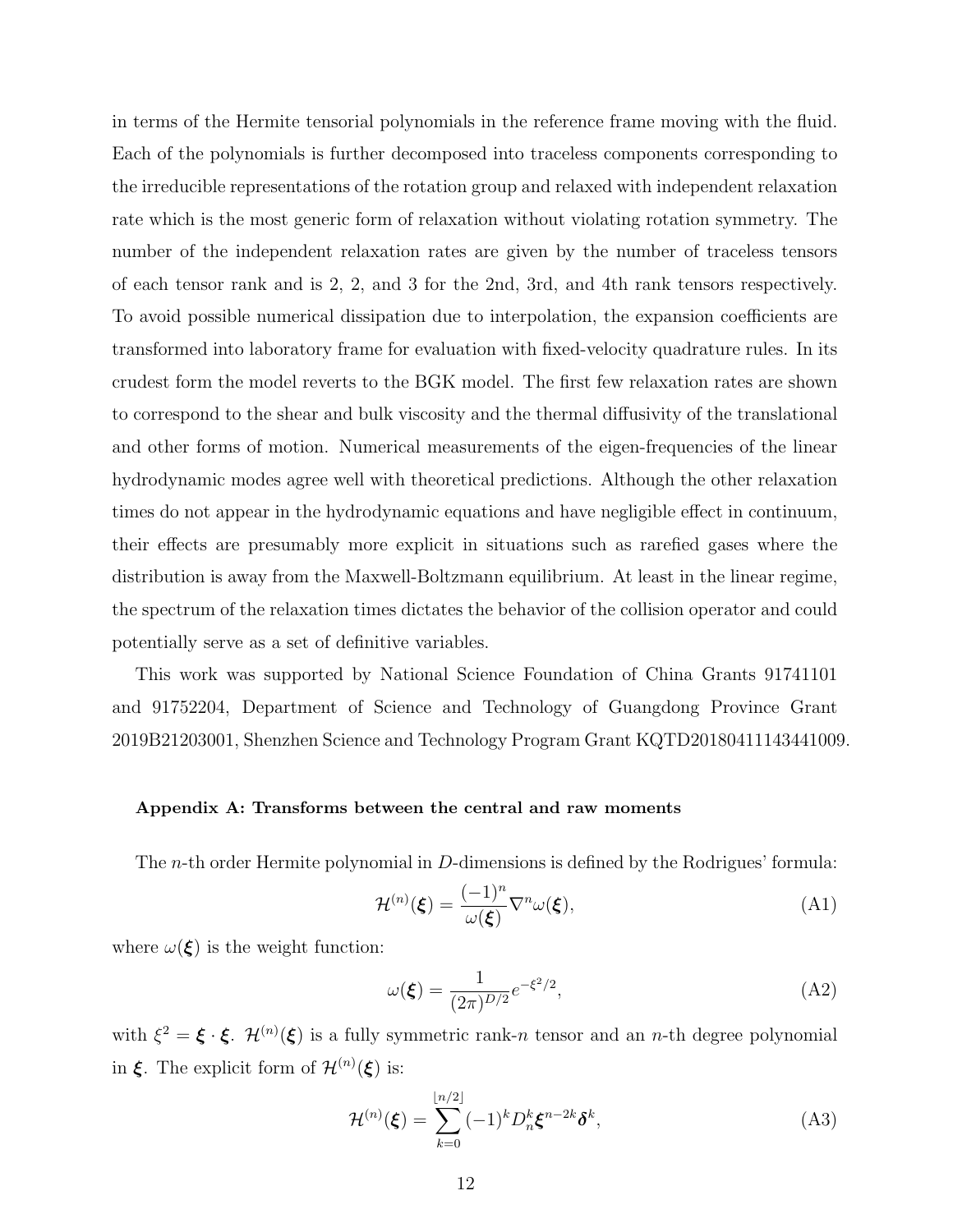in terms of the Hermite tensorial polynomials in the reference frame moving with the fluid. Each of the polynomials is further decomposed into traceless components corresponding to the irreducible representations of the rotation group and relaxed with independent relaxation rate which is the most generic form of relaxation without violating rotation symmetry. The number of the independent relaxation rates are given by the number of traceless tensors of each tensor rank and is 2, 2, and 3 for the 2nd, 3rd, and 4th rank tensors respectively. To avoid possible numerical dissipation due to interpolation, the expansion coefficients are transformed into laboratory frame for evaluation with fixed-velocity quadrature rules. In its crudest form the model reverts to the BGK model. The first few relaxation rates are shown to correspond to the shear and bulk viscosity and the thermal diffusivity of the translational and other forms of motion. Numerical measurements of the eigen-frequencies of the linear hydrodynamic modes agree well with theoretical predictions. Although the other relaxation times do not appear in the hydrodynamic equations and have negligible effect in continuum, their effects are presumably more explicit in situations such as rarefied gases where the distribution is away from the Maxwell-Boltzmann equilibrium. At least in the linear regime, the spectrum of the relaxation times dictates the behavior of the collision operator and could potentially serve as a set of definitive variables.

This work was supported by National Science Foundation of China Grants 91741101 and 91752204, Department of Science and Technology of Guangdong Province Grant 2019B21203001, Shenzhen Science and Technology Program Grant KQTD20180411143441009.

### Appendix A: Transforms between the central and raw moments

The $n$-th order Hermite polynomial in $D$-dimensions is defined by the Rodrigues' formula:

$$\mathcal{H}^{(n)}(\boldsymbol{\xi}) = \frac{(-1)^n}{\omega(\boldsymbol{\xi})} \nabla^n \omega(\boldsymbol{\xi}), \tag{A1}$$

where $\omega(\boldsymbol{\xi})$ is the weight function:

$$\omega(\boldsymbol{\xi}) = \frac{1}{(2\pi)^{D/2}} e^{-\xi^2/2}, \tag{A2}$$

with $\xi^2 = \boldsymbol{\xi} \cdot \boldsymbol{\xi}$. $\mathcal{H}^{(n)}(\boldsymbol{\xi})$ is a fully symmetric rank-$n$ tensor and an $n$-th degree polynomial in $\boldsymbol{\xi}$. The explicit form of $\mathcal{H}^{(n)}(\boldsymbol{\xi})$ is:

$$\mathcal{H}^{(n)}(\boldsymbol{\xi}) = \sum_{k=0}^{\lfloor n/2 \rfloor} (-1)^k D_n^k \boldsymbol{\xi}^{n-2k} \boldsymbol{\delta}^k, \tag{A3}$$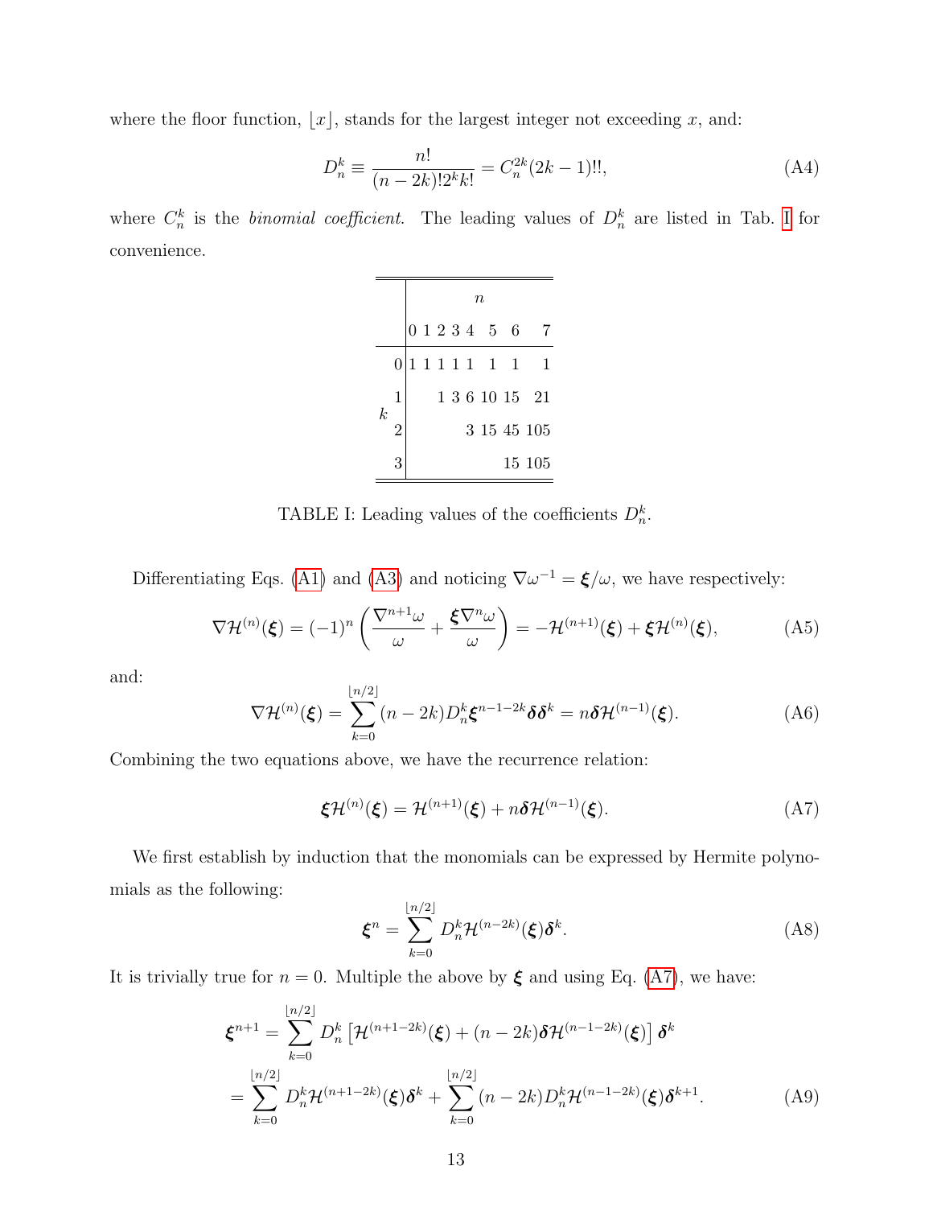where the floor function, $\lfloor x \rfloor$, stands for the largest integer not exceeding $x$, and:

$$D_n^k \equiv \frac{n!}{(n-2k)!2^k k!} = C_n^{2k}(2k-1)!!, \tag{A4}$$

where $C_n^k$ is the *binomial coefficient*. The leading values of $D_n^k$ are listed in Tab. I for convenience.

| $k$ \ $n$ | 0 | 1 | 2 | 3 | 4 | 5 | 6 | 7 |
|---|---|---|---|---|---|---|---|---|
| 0 | 1 | 1 | 1 | 1 | 1 | 1 | 1 | 1 |
| 1 | | | 1 | 3 | 6 | 10 | 15 | 21 |
| 2 | | | | | 3 | 15 | 45 | 105 |
| 3 | | | | | | | 15 | 105 |

TABLE I: Leading values of the coefficients $D_n^k$.

Differentiating Eqs. (A1) and (A3) and noticing $\nabla\omega^{-1} = \boldsymbol{\xi}/\omega$, we have respectively:

$$\nabla\mathcal{H}^{(n)}(\boldsymbol{\xi}) = (-1)^n\left(\frac{\nabla^{n+1}\omega}{\omega} + \frac{\boldsymbol{\xi}\nabla^n\omega}{\omega}\right) = -\mathcal{H}^{(n+1)}(\boldsymbol{\xi}) + \boldsymbol{\xi}\mathcal{H}^{(n)}(\boldsymbol{\xi}), \tag{A5}$$

and:

$$\nabla\mathcal{H}^{(n)}(\boldsymbol{\xi}) = \sum_{k=0}^{\lfloor n/2 \rfloor}(n-2k)D_n^k\boldsymbol{\xi}^{n-1-2k}\boldsymbol{\delta}\boldsymbol{\delta}^k = n\boldsymbol{\delta}\mathcal{H}^{(n-1)}(\boldsymbol{\xi}). \tag{A6}$$

Combining the two equations above, we have the recurrence relation:

$$\boldsymbol{\xi}\mathcal{H}^{(n)}(\boldsymbol{\xi}) = \mathcal{H}^{(n+1)}(\boldsymbol{\xi}) + n\boldsymbol{\delta}\mathcal{H}^{(n-1)}(\boldsymbol{\xi}). \tag{A7}$$

We first establish by induction that the monomials can be expressed by Hermite polynomials as the following:

$$\boldsymbol{\xi}^n = \sum_{k=0}^{\lfloor n/2 \rfloor} D_n^k\mathcal{H}^{(n-2k)}(\boldsymbol{\xi})\boldsymbol{\delta}^k. \tag{A8}$$

It is trivially true for $n = 0$. Multiple the above by $\boldsymbol{\xi}$ and using Eq. (A7), we have:

$$\begin{aligned}
\boldsymbol{\xi}^{n+1} &= \sum_{k=0}^{\lfloor n/2 \rfloor} D_n^k\left[\mathcal{H}^{(n+1-2k)}(\boldsymbol{\xi}) + (n-2k)\boldsymbol{\delta}\mathcal{H}^{(n-1-2k)}(\boldsymbol{\xi})\right]\boldsymbol{\delta}^k \\
&= \sum_{k=0}^{\lfloor n/2 \rfloor} D_n^k\mathcal{H}^{(n+1-2k)}(\boldsymbol{\xi})\boldsymbol{\delta}^k + \sum_{k=0}^{\lfloor n/2 \rfloor}(n-2k)D_n^k\mathcal{H}^{(n-1-2k)}(\boldsymbol{\xi})\boldsymbol{\delta}^{k+1}.
\end{aligned} \tag{A9}$$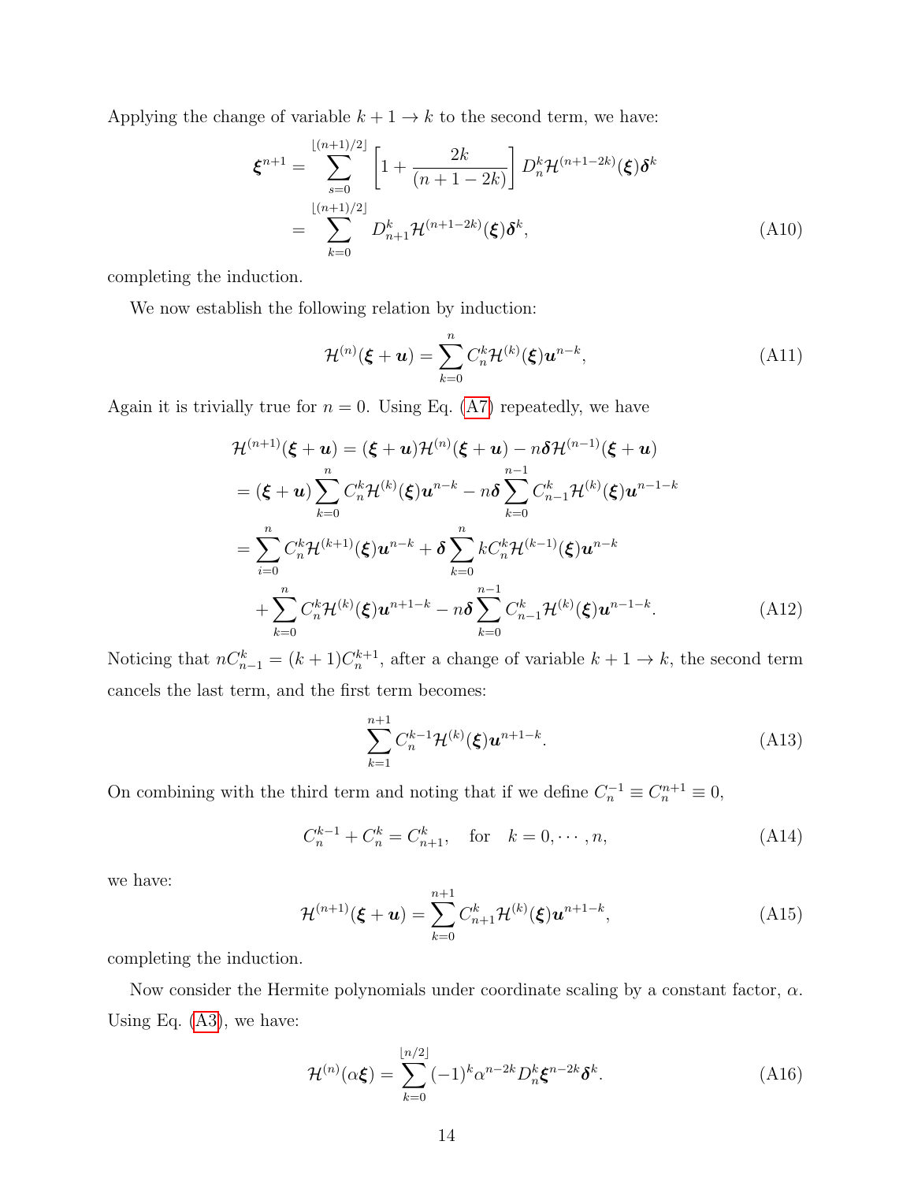Applying the change of variable $k+1 \to k$ to the second term, we have:

$$
\begin{aligned}
\boldsymbol{\xi}^{n+1} &= \sum_{s=0}^{\lfloor (n+1)/2 \rfloor} \left[1 + \frac{2k}{(n+1-2k)}\right] D_n^k \mathcal{H}^{(n+1-2k)}(\boldsymbol{\xi}) \boldsymbol{\delta}^k \\
&= \sum_{k=0}^{\lfloor (n+1)/2 \rfloor} D_{n+1}^k \mathcal{H}^{(n+1-2k)}(\boldsymbol{\xi}) \boldsymbol{\delta}^k,
\end{aligned} \tag{A10}
$$

completing the induction.

We now establish the following relation by induction:

$$
\mathcal{H}^{(n)}(\boldsymbol{\xi} + \boldsymbol{u}) = \sum_{k=0}^{n} C_n^k \mathcal{H}^{(k)}(\boldsymbol{\xi}) \boldsymbol{u}^{n-k}, \tag{A11}
$$

Again it is trivially true for $n = 0$. Using Eq. (A7) repeatedly, we have

$$
\begin{aligned}
&\mathcal{H}^{(n+1)}(\boldsymbol{\xi} + \boldsymbol{u}) = (\boldsymbol{\xi} + \boldsymbol{u})\mathcal{H}^{(n)}(\boldsymbol{\xi} + \boldsymbol{u}) - n\boldsymbol{\delta}\mathcal{H}^{(n-1)}(\boldsymbol{\xi} + \boldsymbol{u}) \\
&= (\boldsymbol{\xi} + \boldsymbol{u}) \sum_{k=0}^{n} C_n^k \mathcal{H}^{(k)}(\boldsymbol{\xi}) \boldsymbol{u}^{n-k} - n\boldsymbol{\delta} \sum_{k=0}^{n-1} C_{n-1}^k \mathcal{H}^{(k)}(\boldsymbol{\xi}) \boldsymbol{u}^{n-1-k} \\
&= \sum_{i=0}^{n} C_n^k \mathcal{H}^{(k+1)}(\boldsymbol{\xi}) \boldsymbol{u}^{n-k} + \boldsymbol{\delta} \sum_{k=0}^{n} k C_n^k \mathcal{H}^{(k-1)}(\boldsymbol{\xi}) \boldsymbol{u}^{n-k} \\
&\quad + \sum_{k=0}^{n} C_n^k \mathcal{H}^{(k)}(\boldsymbol{\xi}) \boldsymbol{u}^{n+1-k} - n\boldsymbol{\delta} \sum_{k=0}^{n-1} C_{n-1}^k \mathcal{H}^{(k)}(\boldsymbol{\xi}) \boldsymbol{u}^{n-1-k}.
\end{aligned} \tag{A12}
$$

Noticing that $nC_{n-1}^k = (k+1)C_n^{k+1}$, after a change of variable $k+1 \to k$, the second term cancels the last term, and the first term becomes:

$$
\sum_{k=1}^{n+1} C_n^{k-1} \mathcal{H}^{(k)}(\boldsymbol{\xi}) \boldsymbol{u}^{n+1-k}. \tag{A13}
$$

On combining with the third term and noting that if we define $C_n^{-1} \equiv C_n^{n+1} \equiv 0$,

$$
C_n^{k-1} + C_n^k = C_{n+1}^k, \quad \text{for} \quad k = 0, \cdots, n, \tag{A14}
$$

we have:

$$
\mathcal{H}^{(n+1)}(\boldsymbol{\xi} + \boldsymbol{u}) = \sum_{k=0}^{n+1} C_{n+1}^k \mathcal{H}^{(k)}(\boldsymbol{\xi}) \boldsymbol{u}^{n+1-k}, \tag{A15}
$$

completing the induction.

Now consider the Hermite polynomials under coordinate scaling by a constant factor, $\alpha$. Using Eq. (A3), we have:

$$
\mathcal{H}^{(n)}(\alpha\boldsymbol{\xi}) = \sum_{k=0}^{\lfloor n/2 \rfloor} (-1)^k \alpha^{n-2k} D_n^k \boldsymbol{\xi}^{n-2k} \boldsymbol{\delta}^k. \tag{A16}
$$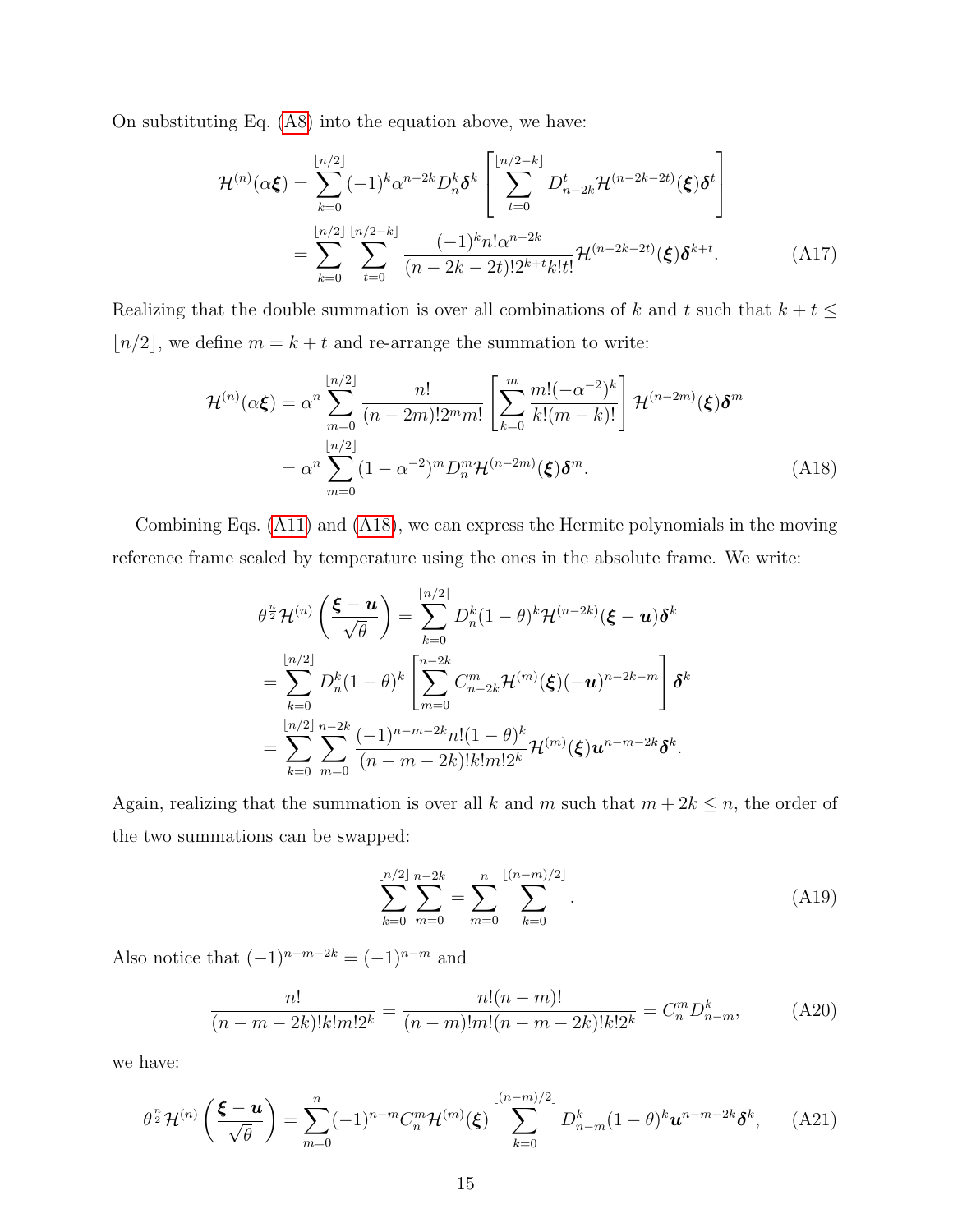On substituting Eq. (A8) into the equation above, we have:

$$
\begin{aligned}
\mathcal{H}^{(n)}(\alpha\boldsymbol{\xi}) &= \sum_{k=0}^{\lfloor n/2 \rfloor} (-1)^k \alpha^{n-2k} D_n^k \boldsymbol{\delta}^k \left[ \sum_{t=0}^{\lfloor n/2-k \rfloor} D_{n-2k}^t \mathcal{H}^{(n-2k-2t)}(\boldsymbol{\xi}) \boldsymbol{\delta}^t \right] \\
&= \sum_{k=0}^{\lfloor n/2 \rfloor} \sum_{t=0}^{\lfloor n/2-k \rfloor} \frac{(-1)^k n! \alpha^{n-2k}}{(n-2k-2t)! 2^{k+t} k! t!} \mathcal{H}^{(n-2k-2t)}(\boldsymbol{\xi}) \boldsymbol{\delta}^{k+t}.
\end{aligned} \tag{A17}
$$

Realizing that the double summation is over all combinations of $k$ and $t$ such that $k + t \leq \lfloor n/2 \rfloor$, we define $m = k + t$ and re-arrange the summation to write:

$$
\begin{aligned}
\mathcal{H}^{(n)}(\alpha\boldsymbol{\xi}) &= \alpha^n \sum_{m=0}^{\lfloor n/2 \rfloor} \frac{n!}{(n-2m)! 2^m m!} \left[ \sum_{k=0}^{m} \frac{m! (-\alpha^{-2})^k}{k! (m-k)!} \right] \mathcal{H}^{(n-2m)}(\boldsymbol{\xi}) \boldsymbol{\delta}^m \\
&= \alpha^n \sum_{m=0}^{\lfloor n/2 \rfloor} (1 - \alpha^{-2})^m D_n^m \mathcal{H}^{(n-2m)}(\boldsymbol{\xi}) \boldsymbol{\delta}^m.
\end{aligned} \tag{A18}
$$

Combining Eqs. (A11) and (A18), we can express the Hermite polynomials in the moving reference frame scaled by temperature using the ones in the absolute frame. We write:

$$
\begin{aligned}
\theta^{\frac{n}{2}} \mathcal{H}^{(n)} \left( \frac{\boldsymbol{\xi} - \boldsymbol{u}}{\sqrt{\theta}} \right) &= \sum_{k=0}^{\lfloor n/2 \rfloor} D_n^k (1-\theta)^k \mathcal{H}^{(n-2k)}(\boldsymbol{\xi} - \boldsymbol{u}) \boldsymbol{\delta}^k \\
&= \sum_{k=0}^{\lfloor n/2 \rfloor} D_n^k (1-\theta)^k \left[ \sum_{m=0}^{n-2k} C_{n-2k}^m \mathcal{H}^{(m)}(\boldsymbol{\xi}) (-\boldsymbol{u})^{n-2k-m} \right] \boldsymbol{\delta}^k \\
&= \sum_{k=0}^{\lfloor n/2 \rfloor} \sum_{m=0}^{n-2k} \frac{(-1)^{n-m-2k} n! (1-\theta)^k}{(n-m-2k)! k! m! 2^k} \mathcal{H}^{(m)}(\boldsymbol{\xi}) \boldsymbol{u}^{n-m-2k} \boldsymbol{\delta}^k.
\end{aligned}
$$

Again, realizing that the summation is over all $k$ and $m$ such that $m + 2k \leq n$, the order of the two summations can be swapped:

$$
\sum_{k=0}^{\lfloor n/2 \rfloor} \sum_{m=0}^{n-2k} = \sum_{m=0}^{n} \sum_{k=0}^{\lfloor (n-m)/2 \rfloor}. \tag{A19}
$$

Also notice that $(-1)^{n-m-2k} = (-1)^{n-m}$ and

$$
\frac{n!}{(n-m-2k)! k! m! 2^k} = \frac{n! (n-m)!}{(n-m)! m! (n-m-2k)! k! 2^k} = C_n^m D_{n-m}^k, \tag{A20}
$$

we have:

$$
\theta^{\frac{n}{2}} \mathcal{H}^{(n)} \left( \frac{\boldsymbol{\xi} - \boldsymbol{u}}{\sqrt{\theta}} \right) = \sum_{m=0}^{n} (-1)^{n-m} C_n^m \mathcal{H}^{(m)}(\boldsymbol{\xi}) \sum_{k=0}^{\lfloor (n-m)/2 \rfloor} D_{n-m}^k (1-\theta)^k \boldsymbol{u}^{n-m-2k} \boldsymbol{\delta}^k, \tag{A21}
$$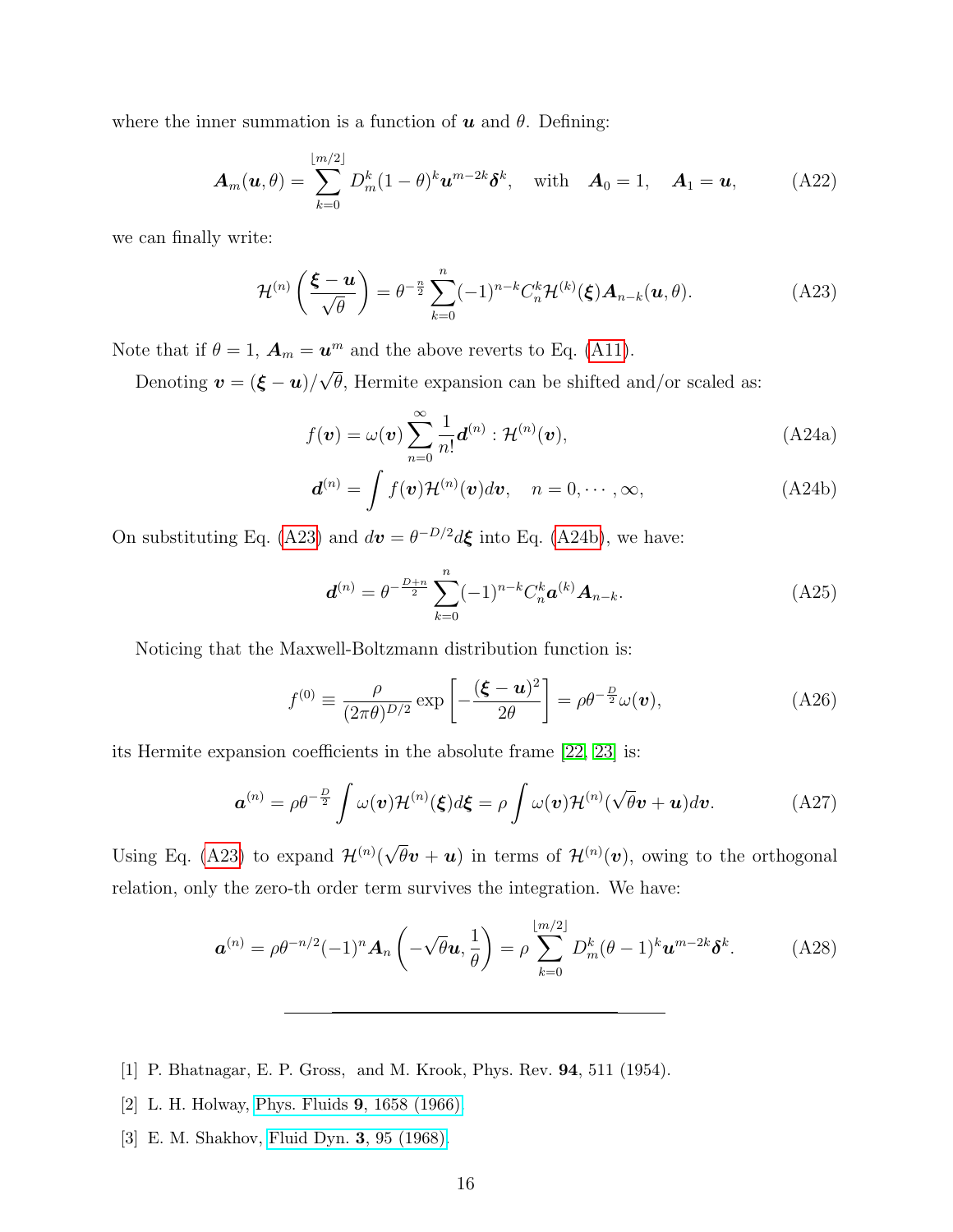where the inner summation is a function of $\boldsymbol{u}$ and $\theta$. Defining:

$$
\boldsymbol{A}_m(\boldsymbol{u},\theta) = \sum_{k=0}^{\lfloor m/2 \rfloor} D_m^k (1-\theta)^k \boldsymbol{u}^{m-2k}\boldsymbol{\delta}^k, \quad \text{with} \quad \boldsymbol{A}_0 = 1, \quad \boldsymbol{A}_1 = \boldsymbol{u}, \tag{A22}
$$

we can finally write:

$$
\mathcal{H}^{(n)}\left(\frac{\boldsymbol{\xi}-\boldsymbol{u}}{\sqrt{\theta}}\right) = \theta^{-\frac{n}{2}} \sum_{k=0}^{n} (-1)^{n-k} C_n^k \mathcal{H}^{(k)}(\boldsymbol{\xi}) \boldsymbol{A}_{n-k}(\boldsymbol{u},\theta). \tag{A23}
$$

Note that if $\theta = 1$, $\boldsymbol{A}_m = \boldsymbol{u}^m$ and the above reverts to Eq. (A11).

Denoting $\boldsymbol{v} = (\boldsymbol{\xi}-\boldsymbol{u})/\sqrt{\theta}$, Hermite expansion can be shifted and/or scaled as:

$$
f(\boldsymbol{v}) = \omega(\boldsymbol{v}) \sum_{n=0}^{\infty} \frac{1}{n!} \boldsymbol{d}^{(n)} : \mathcal{H}^{(n)}(\boldsymbol{v}), \tag{A24a}
$$

$$
\boldsymbol{d}^{(n)} = \int f(\boldsymbol{v}) \mathcal{H}^{(n)}(\boldsymbol{v}) d\boldsymbol{v}, \quad n = 0, \cdots, \infty, \tag{A24b}
$$

On substituting Eq. (A23) and $d\boldsymbol{v} = \theta^{-D/2} d\boldsymbol{\xi}$ into Eq. (A24b), we have:

$$
\boldsymbol{d}^{(n)} = \theta^{-\frac{D+n}{2}} \sum_{k=0}^{n} (-1)^{n-k} C_n^k \boldsymbol{a}^{(k)} \boldsymbol{A}_{n-k}. \tag{A25}
$$

Noticing that the Maxwell-Boltzmann distribution function is:

$$
f^{(0)} \equiv \frac{\rho}{(2\pi\theta)^{D/2}} \exp\left[-\frac{(\boldsymbol{\xi}-\boldsymbol{u})^2}{2\theta}\right] = \rho\theta^{-\frac{D}{2}} \omega(\boldsymbol{v}), \tag{A26}
$$

its Hermite expansion coefficients in the absolute frame [22, 23] is:

$$
\boldsymbol{a}^{(n)} = \rho\theta^{-\frac{D}{2}} \int \omega(\boldsymbol{v}) \mathcal{H}^{(n)}(\boldsymbol{\xi}) d\boldsymbol{\xi} = \rho \int \omega(\boldsymbol{v}) \mathcal{H}^{(n)}(\sqrt{\theta}\boldsymbol{v} + \boldsymbol{u}) d\boldsymbol{v}. \tag{A27}
$$

Using Eq. (A23) to expand $\mathcal{H}^{(n)}(\sqrt{\theta}\boldsymbol{v} + \boldsymbol{u})$ in terms of $\mathcal{H}^{(n)}(\boldsymbol{v})$, owing to the orthogonal relation, only the zero-th order term survives the integration. We have:

$$
\boldsymbol{a}^{(n)} = \rho\theta^{-n/2}(-1)^n \boldsymbol{A}_n\left(-\sqrt{\theta}\boldsymbol{u}, \frac{1}{\theta}\right) = \rho \sum_{k=0}^{\lfloor m/2 \rfloor} D_m^k (\theta-1)^k \boldsymbol{u}^{m-2k}\boldsymbol{\delta}^k. \tag{A28}
$$

---

[1] P. Bhatnagar, E. P. Gross, and M. Krook, Phys. Rev. **94**, 511 (1954).

[2] L. H. Holway, Phys. Fluids **9**, 1658 (1966).

[3] E. M. Shakhov, Fluid Dyn. **3**, 95 (1968).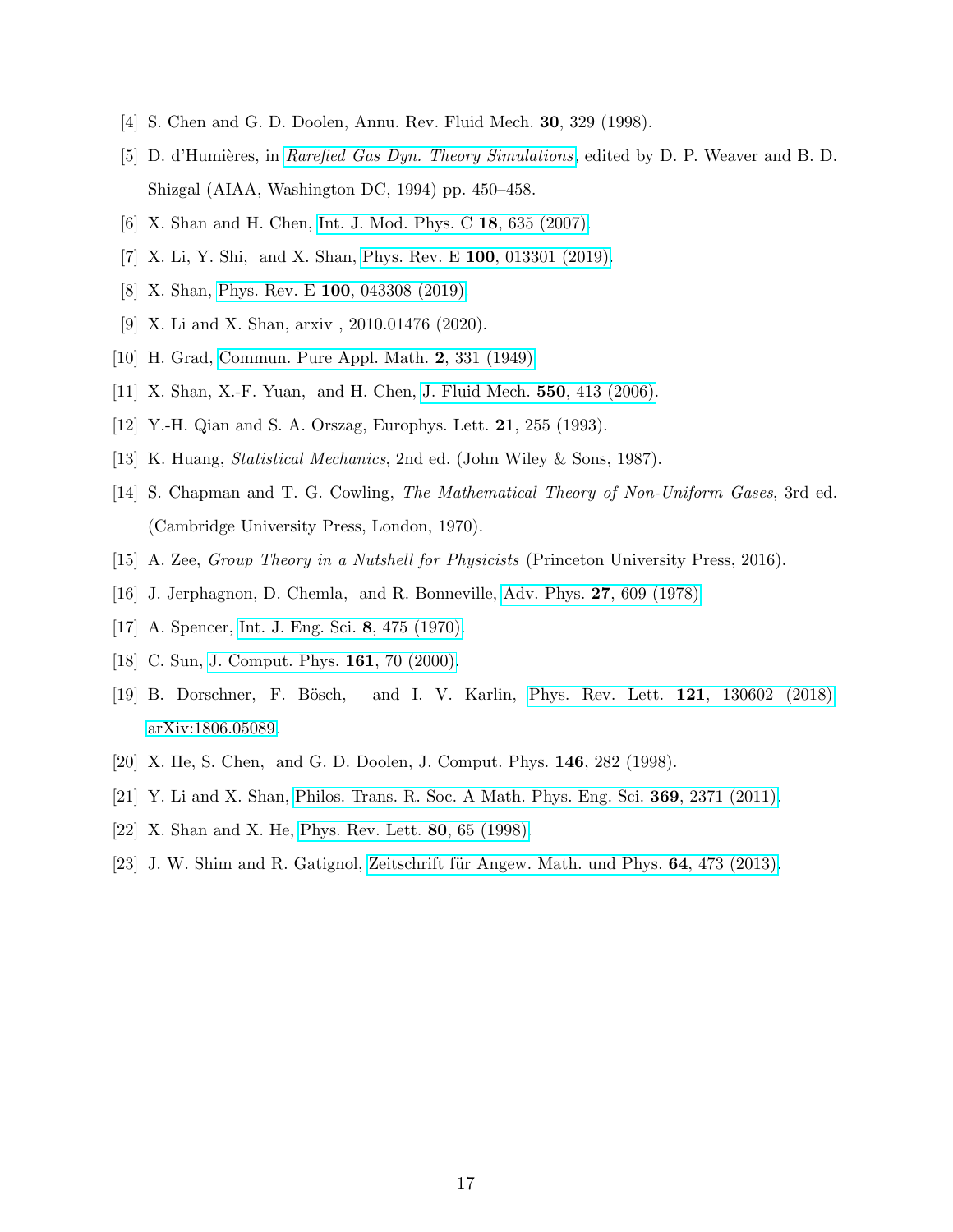[4] S. Chen and G. D. Doolen, Annu. Rev. Fluid Mech. **30**, 329 (1998).

[5] D. d'Humières, in *Rarefied Gas Dyn. Theory Simulations*, edited by D. P. Weaver and B. D. Shizgal (AIAA, Washington DC, 1994) pp. 450–458.

[6] X. Shan and H. Chen, Int. J. Mod. Phys. C **18**, 635 (2007).

[7] X. Li, Y. Shi, and X. Shan, Phys. Rev. E **100**, 013301 (2019).

[8] X. Shan, Phys. Rev. E **100**, 043308 (2019).

[9] X. Li and X. Shan, arxiv , 2010.01476 (2020).

[10] H. Grad, Commun. Pure Appl. Math. **2**, 331 (1949).

[11] X. Shan, X.-F. Yuan, and H. Chen, J. Fluid Mech. **550**, 413 (2006).

[12] Y.-H. Qian and S. A. Orszag, Europhys. Lett. **21**, 255 (1993).

[13] K. Huang, *Statistical Mechanics*, 2nd ed. (John Wiley & Sons, 1987).

[14] S. Chapman and T. G. Cowling, *The Mathematical Theory of Non-Uniform Gases*, 3rd ed. (Cambridge University Press, London, 1970).

[15] A. Zee, *Group Theory in a Nutshell for Physicists* (Princeton University Press, 2016).

[16] J. Jerphagnon, D. Chemla, and R. Bonneville, Adv. Phys. **27**, 609 (1978).

[17] A. Spencer, Int. J. Eng. Sci. **8**, 475 (1970).

[18] C. Sun, J. Comput. Phys. **161**, 70 (2000).

[19] B. Dorschner, F. Bösch, and I. V. Karlin, Phys. Rev. Lett. **121**, 130602 (2018), arXiv:1806.05089.

[20] X. He, S. Chen, and G. D. Doolen, J. Comput. Phys. **146**, 282 (1998).

[21] Y. Li and X. Shan, Philos. Trans. R. Soc. A Math. Phys. Eng. Sci. **369**, 2371 (2011).

[22] X. Shan and X. He, Phys. Rev. Lett. **80**, 65 (1998).

[23] J. W. Shim and R. Gatignol, Zeitschrift für Angew. Math. und Phys. **64**, 473 (2013).